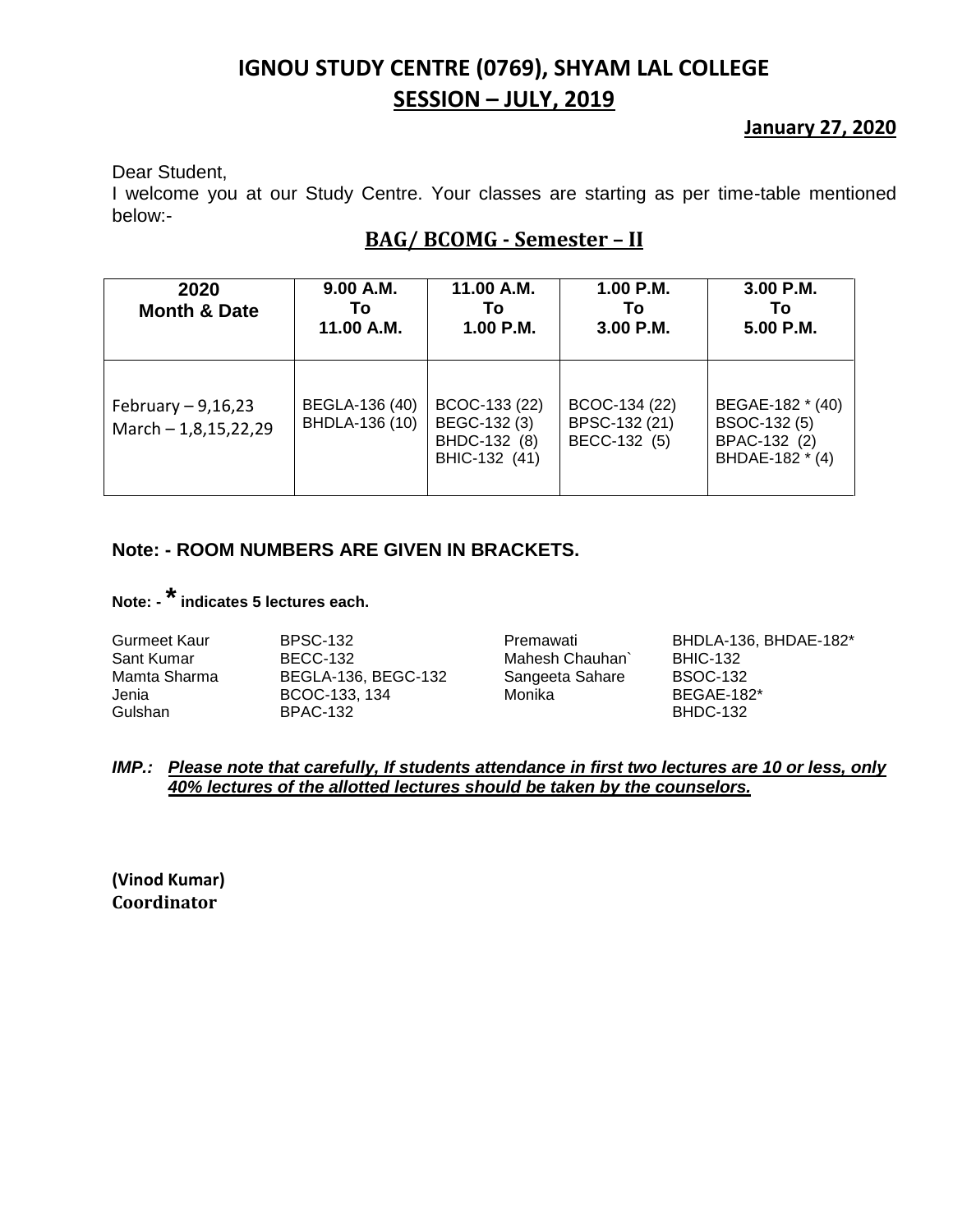# IGNOU STUDY CENTRE (0769), SHYAM LAL COLLEGE

## SESSION – JULY, 2019

**January 27, 2020**

Dear Student,

I welcome you at our Study Centre. Your classes are starting as per time-table mentioned below:-

## BAG/ BCOMG - Semester – II

| 2020 Month & Date | 9.00 A.M. To 11.00 A.M. | 11.00 A.M. To 1.00 P.M. | 1.00 P.M. To 3.00 P.M. | 3.00 P.M. To 5.00 P.M. |
|---|---|---|---|---|
| February – 9,16,23<br>March – 1,8,15,22,29 | BEGLA-136 (40)<br>BHDLA-136 (10) | BCOC-133 (22)<br>BEGC-132 (3)<br>BHDC-132 (8)<br>BHIC-132 (41) | BCOC-134 (22)<br>BPSC-132 (21)<br>BECC-132 (5) | BEGAE-182 * (40)<br>BSOC-132 (5)<br>BPAC-132 (2)<br>BHDAE-182 * (4) |

**Note: - ROOM NUMBERS ARE GIVEN IN BRACKETS.**

**Note: - * indicates 5 lectures each.**

| | | | |
|---|---|---|---|
| Gurmeet Kaur | BPSC-132 | Premawati | BHDLA-136, BHDAE-182* |
| Sant Kumar | BECC-132 | Mahesh Chauhan` | BHIC-132 |
| Mamta Sharma | BEGLA-136, BEGC-132 | Sangeeta Sahare | BSOC-132 |
| Jenia | BCOC-133, 134 | Monika | BEGAE-182* |
| Gulshan | BPAC-132 | | BHDC-132 |

***IMP.:*** ***Please note that carefully, If students attendance in first two lectures are 10 or less, only 40% lectures of the allotted lectures should be taken by the counselors.***

**(Vinod Kumar)**
**Coordinator**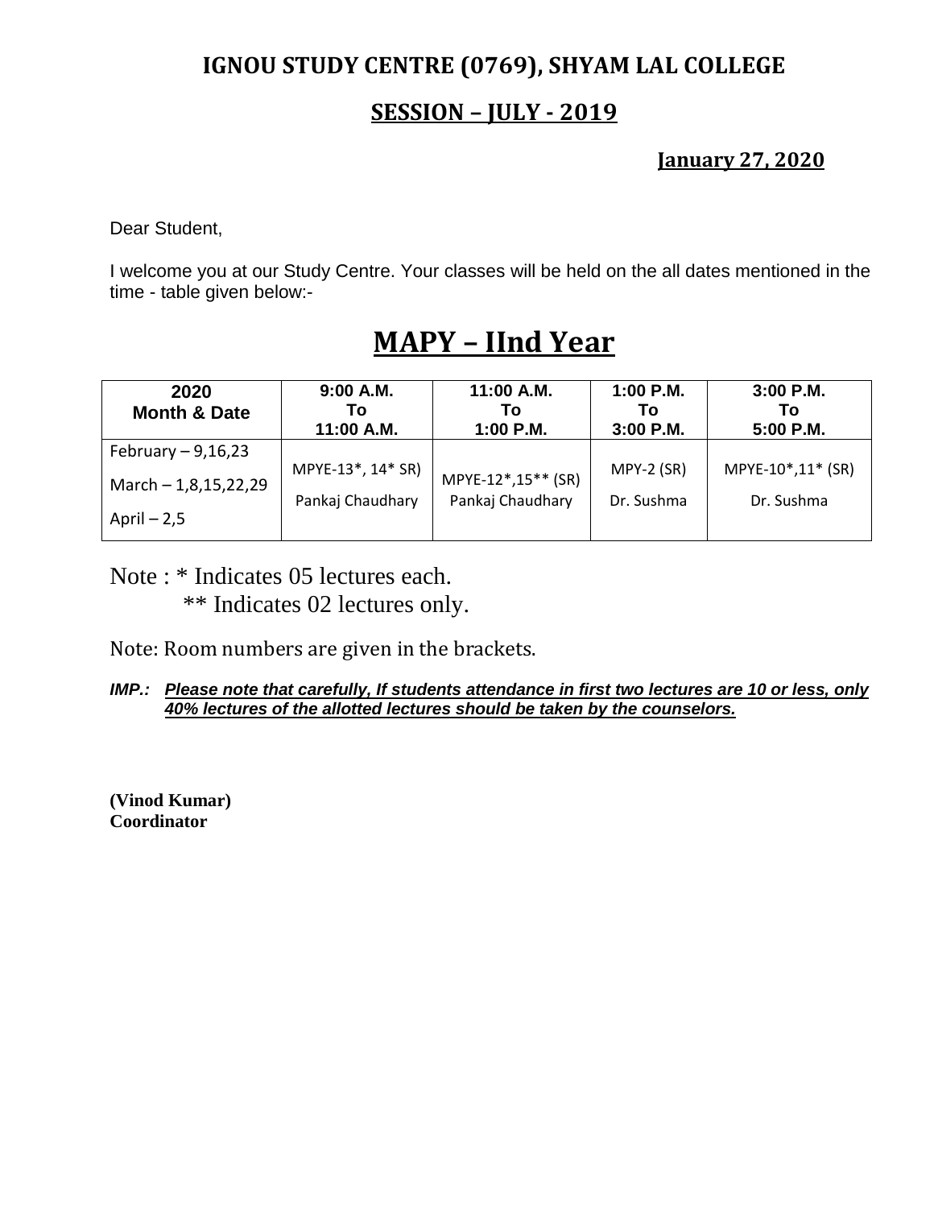## IGNOU STUDY CENTRE (0769), SHYAM LAL COLLEGE

## SESSION – JULY - 2019

**January 27, 2020**

Dear Student,

I welcome you at our Study Centre. Your classes will be held on the all dates mentioned in the time - table given below:-

# MAPY – IInd Year

| 2020 Month & Date | 9:00 A.M. To 11:00 A.M. | 11:00 A.M. To 1:00 P.M. | 1:00 P.M. To 3:00 P.M. | 3:00 P.M. To 5:00 P.M. |
|---|---|---|---|---|
| February – 9,16,23<br>March – 1,8,15,22,29<br>April – 2,5 | MPYE-13*, 14* SR)<br>Pankaj Chaudhary | MPYE-12*,15** (SR)<br>Pankaj Chaudhary | MPY-2 (SR)<br>Dr. Sushma | MPYE-10*,11* (SR)<br>Dr. Sushma |

Note : * Indicates 05 lectures each.
** Indicates 02 lectures only.

Note: Room numbers are given in the brackets.

***IMP.:*** ***Please note that carefully, If students attendance in first two lectures are 10 or less, only 40% lectures of the allotted lectures should be taken by the counselors.***

**(Vinod Kumar)**
**Coordinator**